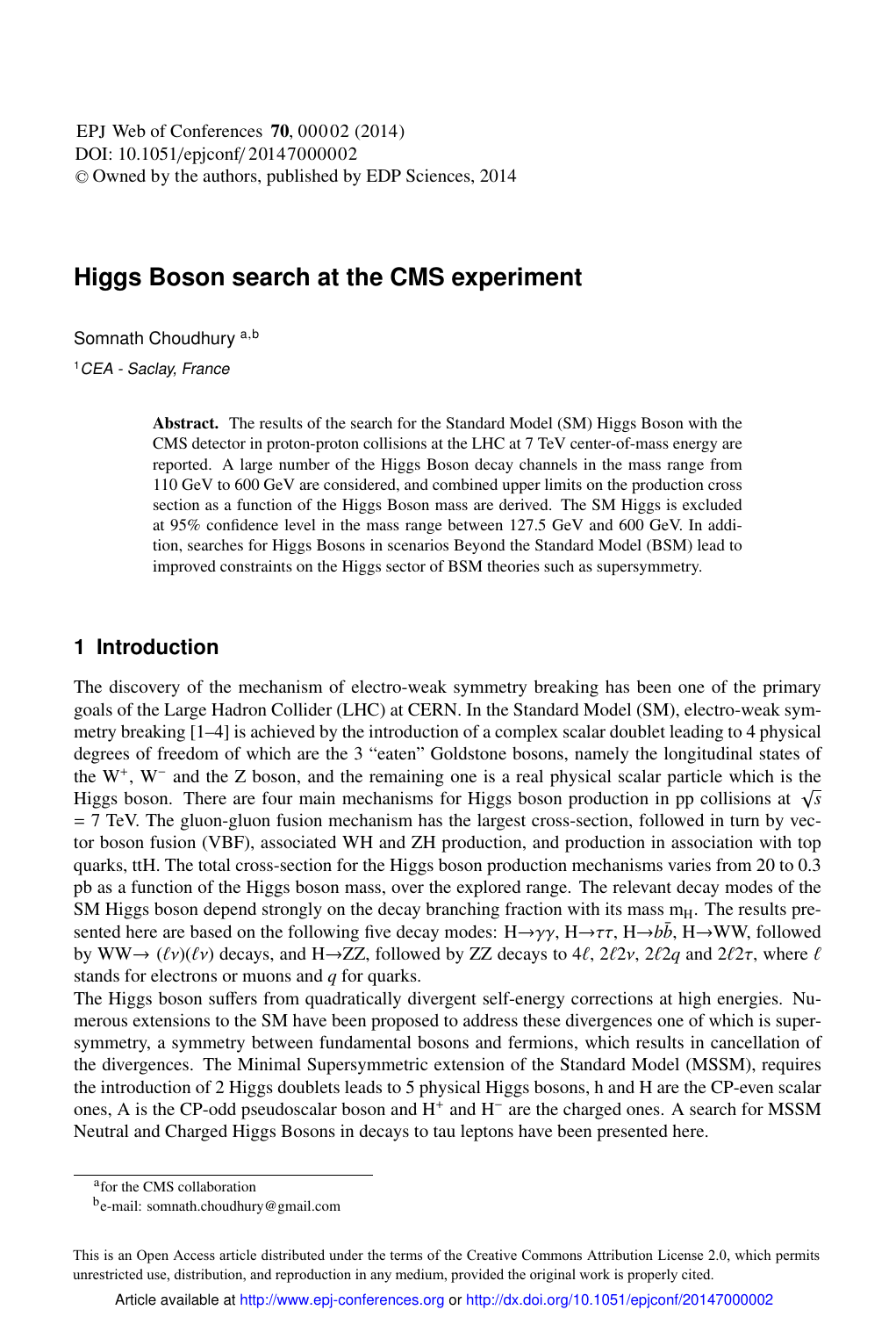EPJ Web of Conferences **70**, 00002 (2014)
DOI: 10.1051/epjconf/20147000002
© Owned by the authors, published by EDP Sciences, 2014

# Higgs Boson search at the CMS experiment

Somnath Choudhury [a,b]

[1] *CEA - Saclay, France*

**Abstract.** The results of the search for the Standard Model (SM) Higgs Boson with the CMS detector in proton-proton collisions at the LHC at 7 TeV center-of-mass energy are reported. A large number of the Higgs Boson decay channels in the mass range from 110 GeV to 600 GeV are considered, and combined upper limits on the production cross section as a function of the Higgs Boson mass are derived. The SM Higgs is excluded at 95% confidence level in the mass range between 127.5 GeV and 600 GeV. In addition, searches for Higgs Bosons in scenarios Beyond the Standard Model (BSM) lead to improved constraints on the Higgs sector of BSM theories such as supersymmetry.

## 1 Introduction

The discovery of the mechanism of electro-weak symmetry breaking has been one of the primary goals of the Large Hadron Collider (LHC) at CERN. In the Standard Model (SM), electro-weak symmetry breaking [1–4] is achieved by the introduction of a complex scalar doublet leading to 4 physical degrees of freedom of which are the 3 "eaten" Goldstone bosons, namely the longitudinal states of the $W^+$, $W^-$ and the Z boson, and the remaining one is a real physical scalar particle which is the Higgs boson. There are four main mechanisms for Higgs boson production in pp collisions at $\sqrt{s}$ = 7 TeV. The gluon-gluon fusion mechanism has the largest cross-section, followed in turn by vector boson fusion (VBF), associated WH and ZH production, and production in association with top quarks, ttH. The total cross-section for the Higgs boson production mechanisms varies from 20 to 0.3 pb as a function of the Higgs boson mass, over the explored range. The relevant decay modes of the SM Higgs boson depend strongly on the decay branching fraction with its mass $m_H$. The results presented here are based on the following five decay modes: $H\to\gamma\gamma$, $H\to\tau\tau$, $H\to b\bar{b}$, $H\to WW$, followed by $WW\to(\ell\nu)(\ell\nu)$ decays, and $H\to ZZ$, followed by ZZ decays to $4\ell$, $2\ell2\nu$, $2\ell2q$ and $2\ell2\tau$, where $\ell$ stands for electrons or muons and $q$ for quarks.

The Higgs boson suffers from quadratically divergent self-energy corrections at high energies. Numerous extensions to the SM have been proposed to address these divergences one of which is supersymmetry, a symmetry between fundamental bosons and fermions, which results in cancellation of the divergences. The Minimal Supersymmetric extension of the Standard Model (MSSM), requires the introduction of 2 Higgs doublets leads to 5 physical Higgs bosons, h and H are the CP-even scalar ones, A is the CP-odd pseudoscalar boson and $H^+$ and $H^-$ are the charged ones. A search for MSSM Neutral and Charged Higgs Bosons in decays to tau leptons have been presented here.

[a] for the CMS collaboration

[b] e-mail: somnath.choudhury@gmail.com

This is an Open Access article distributed under the terms of the Creative Commons Attribution License 2.0, which permits unrestricted use, distribution, and reproduction in any medium, provided the original work is properly cited.

Article available at http://www.epj-conferences.org or http://dx.doi.org/10.1051/epjconf/20147000002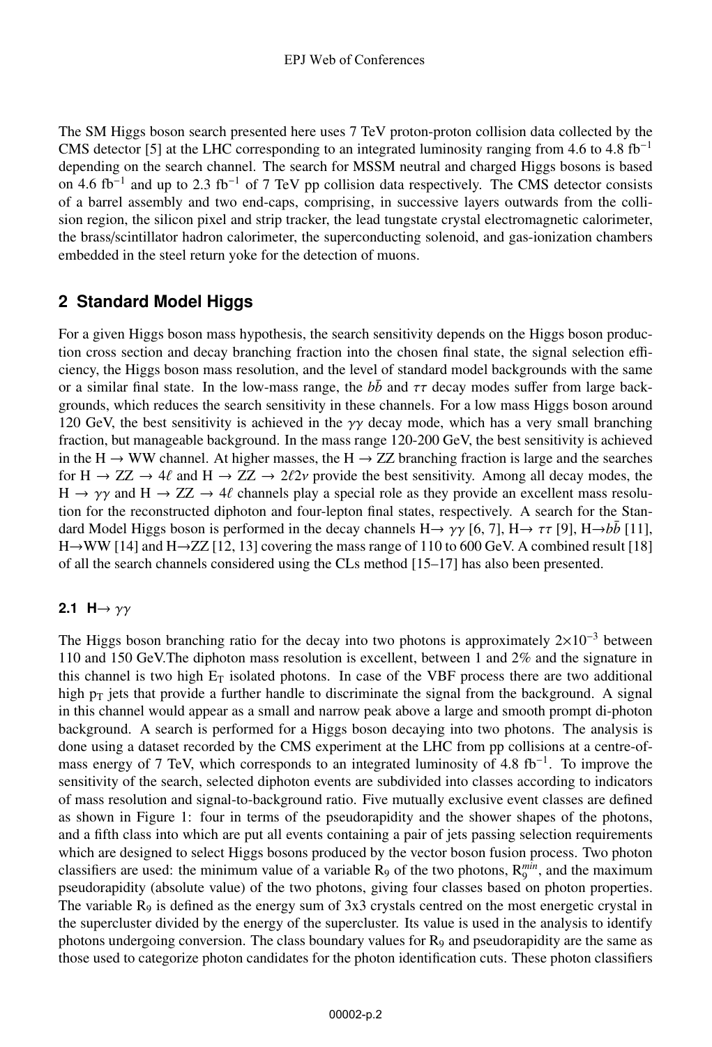The SM Higgs boson search presented here uses 7 TeV proton-proton collision data collected by the CMS detector [5] at the LHC corresponding to an integrated luminosity ranging from 4.6 to 4.8 $fb^{-1}$ depending on the search channel. The search for MSSM neutral and charged Higgs bosons is based on 4.6 $fb^{-1}$ and up to 2.3 $fb^{-1}$ of 7 TeV pp collision data respectively. The CMS detector consists of a barrel assembly and two end-caps, comprising, in successive layers outwards from the collision region, the silicon pixel and strip tracker, the lead tungstate crystal electromagnetic calorimeter, the brass/scintillator hadron calorimeter, the superconducting solenoid, and gas-ionization chambers embedded in the steel return yoke for the detection of muons.

## 2 Standard Model Higgs

For a given Higgs boson mass hypothesis, the search sensitivity depends on the Higgs boson production cross section and decay branching fraction into the chosen final state, the signal selection efficiency, the Higgs boson mass resolution, and the level of standard model backgrounds with the same or a similar final state. In the low-mass range, the $b\bar{b}$ and $\tau\tau$ decay modes suffer from large backgrounds, which reduces the search sensitivity in these channels. For a low mass Higgs boson around 120 GeV, the best sensitivity is achieved in the $\gamma\gamma$ decay mode, which has a very small branching fraction, but manageable background. In the mass range 120-200 GeV, the best sensitivity is achieved in the H $\rightarrow$ WW channel. At higher masses, the H $\rightarrow$ ZZ branching fraction is large and the searches for H $\rightarrow$ ZZ $\rightarrow 4\ell$ and H $\rightarrow$ ZZ $\rightarrow 2\ell2\nu$ provide the best sensitivity. Among all decay modes, the H $\rightarrow \gamma\gamma$ and H $\rightarrow$ ZZ $\rightarrow 4\ell$ channels play a special role as they provide an excellent mass resolution for the reconstructed diphoton and four-lepton final states, respectively. A search for the Standard Model Higgs boson is performed in the decay channels H$\rightarrow \gamma\gamma$ [6, 7], H$\rightarrow \tau\tau$ [9], H$\rightarrow b\bar{b}$ [11], H$\rightarrow$WW [14] and H$\rightarrow$ZZ [12, 13] covering the mass range of 110 to 600 GeV. A combined result [18] of all the search channels considered using the CLs method [15–17] has also been presented.

### 2.1 H$\rightarrow \gamma\gamma$

The Higgs boson branching ratio for the decay into two photons is approximately $2\times10^{-3}$ between 110 and 150 GeV.The diphoton mass resolution is excellent, between 1 and 2% and the signature in this channel is two high $E_T$ isolated photons. In case of the VBF process there are two additional high $p_T$ jets that provide a further handle to discriminate the signal from the background. A signal in this channel would appear as a small and narrow peak above a large and smooth prompt di-photon background. A search is performed for a Higgs boson decaying into two photons. The analysis is done using a dataset recorded by the CMS experiment at the LHC from pp collisions at a centre-of-mass energy of 7 TeV, which corresponds to an integrated luminosity of 4.8 $fb^{-1}$. To improve the sensitivity of the search, selected diphoton events are subdivided into classes according to indicators of mass resolution and signal-to-background ratio. Five mutually exclusive event classes are defined as shown in Figure 1: four in terms of the pseudorapidity and the shower shapes of the photons, and a fifth class into which are put all events containing a pair of jets passing selection requirements which are designed to select Higgs bosons produced by the vector boson fusion process. Two photon classifiers are used: the minimum value of a variable $R_9$ of the two photons, $R_9^{min}$, and the maximum pseudorapidity (absolute value) of the two photons, giving four classes based on photon properties. The variable $R_9$ is defined as the energy sum of 3x3 crystals centred on the most energetic crystal in the supercluster divided by the energy of the supercluster. Its value is used in the analysis to identify photons undergoing conversion. The class boundary values for $R_9$ and pseudorapidity are the same as those used to categorize photon candidates for the photon identification cuts. These photon classifiers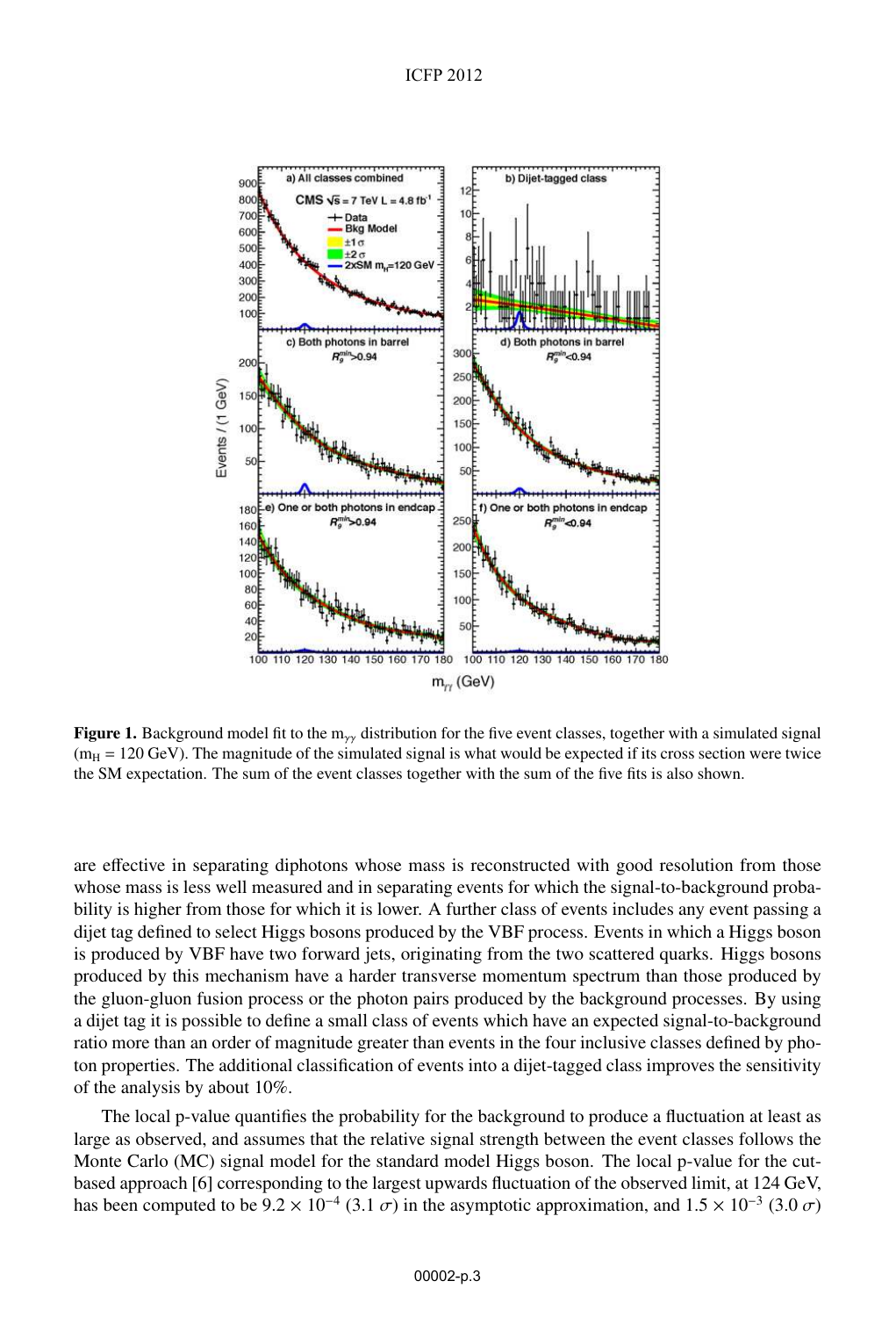**Figure 1.** Background model fit to the $m_{\gamma\gamma}$ distribution for the five event classes, together with a simulated signal ($m_H$ = 120 GeV). The magnitude of the simulated signal is what would be expected if its cross section were twice the SM expectation. The sum of the event classes together with the sum of the five fits is also shown.

are effective in separating diphotons whose mass is reconstructed with good resolution from those whose mass is less well measured and in separating events for which the signal-to-background probability is higher from those for which it is lower. A further class of events includes any event passing a dijet tag defined to select Higgs bosons produced by the VBF process. Events in which a Higgs boson is produced by VBF have two forward jets, originating from the two scattered quarks. Higgs bosons produced by this mechanism have a harder transverse momentum spectrum than those produced by the gluon-gluon fusion process or the photon pairs produced by the background processes. By using a dijet tag it is possible to define a small class of events which have an expected signal-to-background ratio more than an order of magnitude greater than events in the four inclusive classes defined by photon properties. The additional classification of events into a dijet-tagged class improves the sensitivity of the analysis by about 10%.

The local p-value quantifies the probability for the background to produce a fluctuation at least as large as observed, and assumes that the relative signal strength between the event classes follows the Monte Carlo (MC) signal model for the standard model Higgs boson. The local p-value for the cut-based approach [6] corresponding to the largest upwards fluctuation of the observed limit, at 124 GeV, has been computed to be $9.2 \times 10^{-4}$ ($3.1\ \sigma$) in the asymptotic approximation, and $1.5 \times 10^{-3}$ ($3.0\ \sigma$)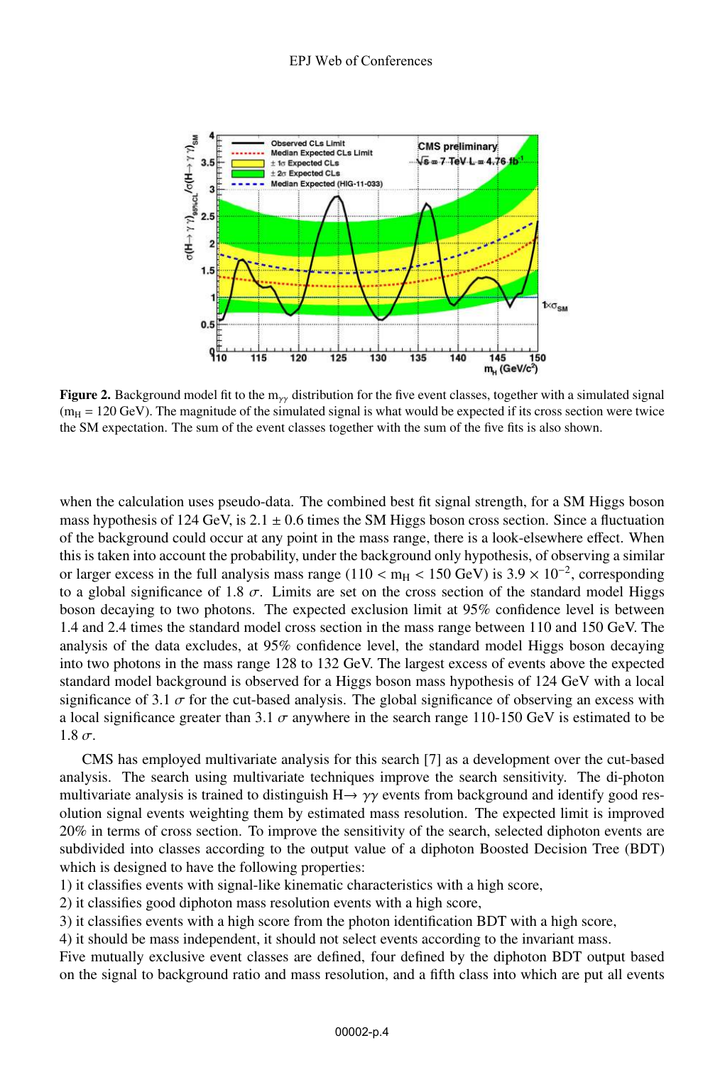**Figure 2.** Background model fit to the $m_{\gamma\gamma}$ distribution for the five event classes, together with a simulated signal ($m_H$ = 120 GeV). The magnitude of the simulated signal is what would be expected if its cross section were twice the SM expectation. The sum of the event classes together with the sum of the five fits is also shown.

when the calculation uses pseudo-data. The combined best fit signal strength, for a SM Higgs boson mass hypothesis of 124 GeV, is 2.1 ± 0.6 times the SM Higgs boson cross section. Since a fluctuation of the background could occur at any point in the mass range, there is a look-elsewhere effect. When this is taken into account the probability, under the background only hypothesis, of observing a similar or larger excess in the full analysis mass range ($110 < m_H < 150$ GeV) is $3.9 \times 10^{-2}$, corresponding to a global significance of 1.8 $\sigma$. Limits are set on the cross section of the standard model Higgs boson decaying to two photons. The expected exclusion limit at 95% confidence level is between 1.4 and 2.4 times the standard model cross section in the mass range between 110 and 150 GeV. The analysis of the data excludes, at 95% confidence level, the standard model Higgs boson decaying into two photons in the mass range 128 to 132 GeV. The largest excess of events above the expected standard model background is observed for a Higgs boson mass hypothesis of 124 GeV with a local significance of 3.1 $\sigma$ for the cut-based analysis. The global significance of observing an excess with a local significance greater than 3.1 $\sigma$ anywhere in the search range 110-150 GeV is estimated to be 1.8 $\sigma$.

CMS has employed multivariate analysis for this search [7] as a development over the cut-based analysis. The search using multivariate techniques improve the search sensitivity. The di-photon multivariate analysis is trained to distinguish $H \rightarrow \gamma\gamma$ events from background and identify good resolution signal events weighting them by estimated mass resolution. The expected limit is improved 20% in terms of cross section. To improve the sensitivity of the search, selected diphoton events are subdivided into classes according to the output value of a diphoton Boosted Decision Tree (BDT) which is designed to have the following properties:
1) it classifies events with signal-like kinematic characteristics with a high score,
2) it classifies good diphoton mass resolution events with a high score,
3) it classifies events with a high score from the photon identification BDT with a high score,
4) it should be mass independent, it should not select events according to the invariant mass.
Five mutually exclusive event classes are defined, four defined by the diphoton BDT output based on the signal to background ratio and mass resolution, and a fifth class into which are put all events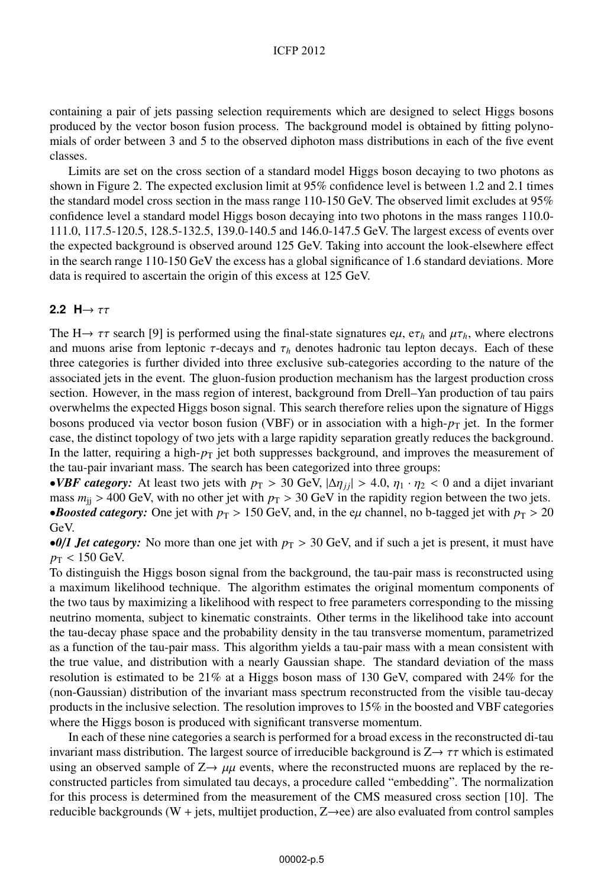containing a pair of jets passing selection requirements which are designed to select Higgs bosons produced by the vector boson fusion process. The background model is obtained by fitting polynomials of order between 3 and 5 to the observed diphoton mass distributions in each of the five event classes.

Limits are set on the cross section of a standard model Higgs boson decaying to two photons as shown in Figure 2. The expected exclusion limit at 95% confidence level is between 1.2 and 2.1 times the standard model cross section in the mass range 110-150 GeV. The observed limit excludes at 95% confidence level a standard model Higgs boson decaying into two photons in the mass ranges 110.0-111.0, 117.5-120.5, 128.5-132.5, 139.0-140.5 and 146.0-147.5 GeV. The largest excess of events over the expected background is observed around 125 GeV. Taking into account the look-elsewhere effect in the search range 110-150 GeV the excess has a global significance of 1.6 standard deviations. More data is required to ascertain the origin of this excess at 125 GeV.

### 2.2 H→ $\tau\tau$

The H→ $\tau\tau$ search [9] is performed using the final-state signatures e$\mu$, e$\tau_h$ and $\mu\tau_h$, where electrons and muons arise from leptonic $\tau$-decays and $\tau_h$ denotes hadronic tau lepton decays. Each of these three categories is further divided into three exclusive sub-categories according to the nature of the associated jets in the event. The gluon-fusion production mechanism has the largest production cross section. However, in the mass region of interest, background from Drell–Yan production of tau pairs overwhelms the expected Higgs boson signal. This search therefore relies upon the signature of Higgs bosons produced via vector boson fusion (VBF) or in association with a high-$p_{\mathrm{T}}$ jet. In the former case, the distinct topology of two jets with a large rapidity separation greatly reduces the background. In the latter, requiring a high-$p_{\mathrm{T}}$ jet both suppresses background, and improves the measurement of the tau-pair invariant mass. The search has been categorized into three groups:

•***VBF category:*** At least two jets with $p_{\mathrm{T}} > 30$ GeV, $|\Delta\eta_{jj}| > 4.0$, $\eta_1 \cdot \eta_2 < 0$ and a dijet invariant mass $m_{\mathrm{jj}} > 400$ GeV, with no other jet with $p_{\mathrm{T}} > 30$ GeV in the rapidity region between the two jets.

•***Boosted category:*** One jet with $p_{\mathrm{T}} > 150$ GeV, and, in the e$\mu$ channel, no b-tagged jet with $p_{\mathrm{T}} > 20$ GeV.

•***0/1 Jet category:*** No more than one jet with $p_{\mathrm{T}} > 30$ GeV, and if such a jet is present, it must have $p_{\mathrm{T}} < 150$ GeV.

To distinguish the Higgs boson signal from the background, the tau-pair mass is reconstructed using a maximum likelihood technique. The algorithm estimates the original momentum components of the two taus by maximizing a likelihood with respect to free parameters corresponding to the missing neutrino momenta, subject to kinematic constraints. Other terms in the likelihood take into account the tau-decay phase space and the probability density in the tau transverse momentum, parametrized as a function of the tau-pair mass. This algorithm yields a tau-pair mass with a mean consistent with the true value, and distribution with a nearly Gaussian shape. The standard deviation of the mass resolution is estimated to be 21% at a Higgs boson mass of 130 GeV, compared with 24% for the (non-Gaussian) distribution of the invariant mass spectrum reconstructed from the visible tau-decay products in the inclusive selection. The resolution improves to 15% in the boosted and VBF categories where the Higgs boson is produced with significant transverse momentum.

In each of these nine categories a search is performed for a broad excess in the reconstructed di-tau invariant mass distribution. The largest source of irreducible background is Z→ $\tau\tau$ which is estimated using an observed sample of Z→ $\mu\mu$ events, where the reconstructed muons are replaced by the reconstructed particles from simulated tau decays, a procedure called "embedding". The normalization for this process is determined from the measurement of the CMS measured cross section [10]. The reducible backgrounds (W + jets, multijet production, Z→ee) are also evaluated from control samples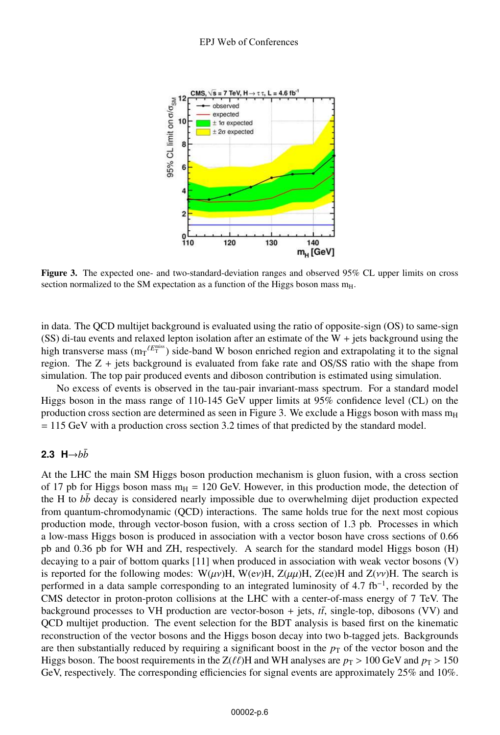**Figure 3.** The expected one- and two-standard-deviation ranges and observed 95% CL upper limits on cross section normalized to the SM expectation as a function of the Higgs boson mass $m_H$.

in data. The QCD multijet background is evaluated using the ratio of opposite-sign (OS) to same-sign (SS) di-tau events and relaxed lepton isolation after an estimate of the W + jets background using the high transverse mass ($m_T{}^{\ell E_T^{miss}}$) side-band W boson enriched region and extrapolating it to the signal region. The Z + jets background is evaluated from fake rate and OS/SS ratio with the shape from simulation. The top pair produced events and diboson contribution is estimated using simulation.

No excess of events is observed in the tau-pair invariant-mass spectrum. For a standard model Higgs boson in the mass range of 110-145 GeV upper limits at 95% confidence level (CL) on the production cross section are determined as seen in Figure 3. We exclude a Higgs boson with mass $m_H$ = 115 GeV with a production cross section 3.2 times of that predicted by the standard model.

### 2.3 H→$b\bar{b}$

At the LHC the main SM Higgs boson production mechanism is gluon fusion, with a cross section of 17 pb for Higgs boson mass $m_H$ = 120 GeV. However, in this production mode, the detection of the H to $b\bar{b}$ decay is considered nearly impossible due to overwhelming dijet production expected from quantum-chromodynamic (QCD) interactions. The same holds true for the next most copious production mode, through vector-boson fusion, with a cross section of 1.3 pb. Processes in which a low-mass Higgs boson is produced in association with a vector boson have cross sections of 0.66 pb and 0.36 pb for WH and ZH, respectively. A search for the standard model Higgs boson (H) decaying to a pair of bottom quarks [11] when produced in association with weak vector bosons (V) is reported for the following modes: W($\mu\nu$)H, W($e\nu$)H, Z($\mu\mu$)H, Z(ee)H and Z($\nu\nu$)H. The search is performed in a data sample corresponding to an integrated luminosity of 4.7 fb$^{-1}$, recorded by the CMS detector in proton-proton collisions at the LHC with a center-of-mass energy of 7 TeV. The background processes to VH production are vector-boson + jets, $t\bar{t}$, single-top, dibosons (VV) and QCD multijet production. The event selection for the BDT analysis is based first on the kinematic reconstruction of the vector bosons and the Higgs boson decay into two b-tagged jets. Backgrounds are then substantially reduced by requiring a significant boost in the $p_T$ of the vector boson and the Higgs boson. The boost requirements in the Z($\ell\ell$)H and WH analyses are $p_T$ > 100 GeV and $p_T$ > 150 GeV, respectively. The corresponding efficiencies for signal events are approximately 25% and 10%.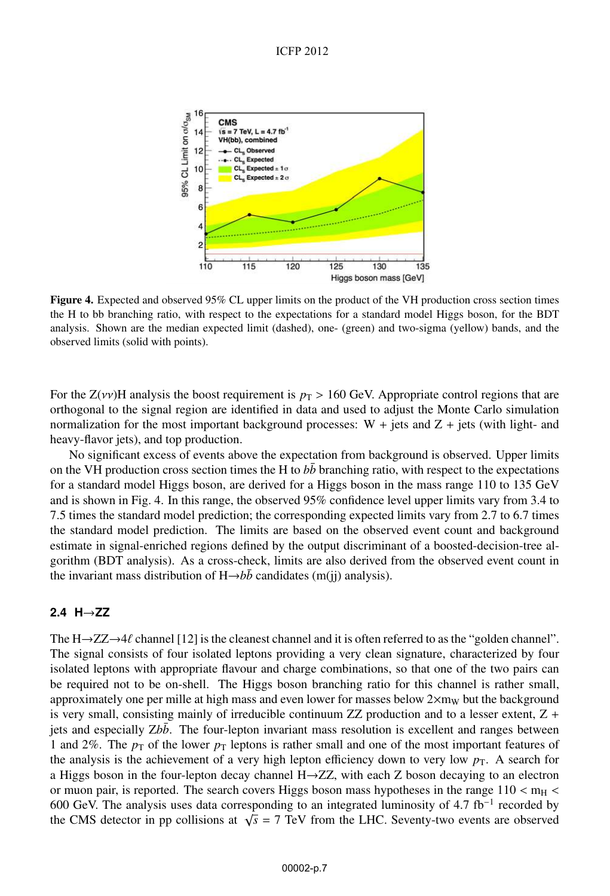**Figure 4.** Expected and observed 95% CL upper limits on the product of the VH production cross section times the H to bb branching ratio, with respect to the expectations for a standard model Higgs boson, for the BDT analysis. Shown are the median expected limit (dashed), one- (green) and two-sigma (yellow) bands, and the observed limits (solid with points).

For the $Z(\nu\nu)H$ analysis the boost requirement is $p_T > 160$ GeV. Appropriate control regions that are orthogonal to the signal region are identified in data and used to adjust the Monte Carlo simulation normalization for the most important background processes: W + jets and Z + jets (with light- and heavy-flavor jets), and top production.

No significant excess of events above the expectation from background is observed. Upper limits on the VH production cross section times the H to $b\bar{b}$ branching ratio, with respect to the expectations for a standard model Higgs boson, are derived for a Higgs boson in the mass range 110 to 135 GeV and is shown in Fig. 4. In this range, the observed 95% confidence level upper limits vary from 3.4 to 7.5 times the standard model prediction; the corresponding expected limits vary from 2.7 to 6.7 times the standard model prediction. The limits are based on the observed event count and background estimate in signal-enriched regions defined by the output discriminant of a boosted-decision-tree algorithm (BDT analysis). As a cross-check, limits are also derived from the observed event count in the invariant mass distribution of $H \to b\bar{b}$ candidates (m(jj) analysis).

### 2.4 H→ZZ

The $H \to ZZ \to 4\ell$ channel [12] is the cleanest channel and it is often referred to as the "golden channel". The signal consists of four isolated leptons providing a very clean signature, characterized by four isolated leptons with appropriate flavour and charge combinations, so that one of the two pairs can be required not to be on-shell. The Higgs boson branching ratio for this channel is rather small, approximately one per mille at high mass and even lower for masses below $2 \times m_W$ but the background is very small, consisting mainly of irreducible continuum ZZ production and to a lesser extent, Z + jets and especially $Zb\bar{b}$. The four-lepton invariant mass resolution is excellent and ranges between 1 and 2%. The $p_T$ of the lower $p_T$ leptons is rather small and one of the most important features of the analysis is the achievement of a very high lepton efficiency down to very low $p_T$. A search for a Higgs boson in the four-lepton decay channel $H \to ZZ$, with each Z boson decaying to an electron or muon pair, is reported. The search covers Higgs boson mass hypotheses in the range $110 < m_H < 600$ GeV. The analysis uses data corresponding to an integrated luminosity of 4.7 $fb^{-1}$ recorded by the CMS detector in pp collisions at $\sqrt{s} = 7$ TeV from the LHC. Seventy-two events are observed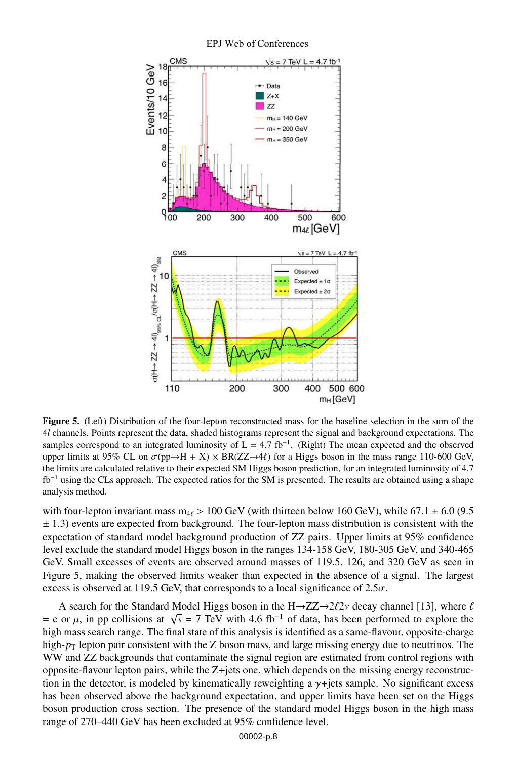**Figure 5.** (Left) Distribution of the four-lepton reconstructed mass for the baseline selection in the sum of the 4*l* channels. Points represent the data, shaded histograms represent the signal and background expectations. The samples correspond to an integrated luminosity of L = 4.7 fb$^{-1}$. (Right) The mean expected and the observed upper limits at 95% CL on $\sigma(pp \to H + X) \times BR(ZZ \to 4\ell)$ for a Higgs boson in the mass range 110-600 GeV, the limits are calculated relative to their expected SM Higgs boson prediction, for an integrated luminosity of 4.7 fb$^{-1}$ using the CLs approach. The expected ratios for the SM is presented. The results are obtained using a shape analysis method.

with four-lepton invariant mass $m_{4\ell} > 100$ GeV (with thirteen below 160 GeV), while 67.1 ± 6.0 (9.5 ± 1.3) events are expected from background. The four-lepton mass distribution is consistent with the expectation of standard model background production of ZZ pairs. Upper limits at 95% confidence level exclude the standard model Higgs boson in the ranges 134-158 GeV, 180-305 GeV, and 340-465 GeV. Small excesses of events are observed around masses of 119.5, 126, and 320 GeV as seen in Figure 5, making the observed limits weaker than expected in the absence of a signal. The largest excess is observed at 119.5 GeV, that corresponds to a local significance of 2.5$\sigma$.

A search for the Standard Model Higgs boson in the $H \to ZZ \to 2\ell 2\nu$ decay channel [13], where $\ell$ = e or $\mu$, in pp collisions at $\sqrt{s}$ = 7 TeV with 4.6 fb$^{-1}$ of data, has been performed to explore the high mass search range. The final state of this analysis is identified as a same-flavour, opposite-charge high-$p_T$ lepton pair consistent with the Z boson mass, and large missing energy due to neutrinos. The WW and ZZ backgrounds that contaminate the signal region are estimated from control regions with opposite-flavour lepton pairs, while the Z+jets one, which depends on the missing energy reconstruction in the detector, is modeled by kinematically reweighting a $\gamma$+jets sample. No significant excess has been observed above the background expectation, and upper limits have been set on the Higgs boson production cross section. The presence of the standard model Higgs boson in the high mass range of 270–440 GeV has been excluded at 95% confidence level.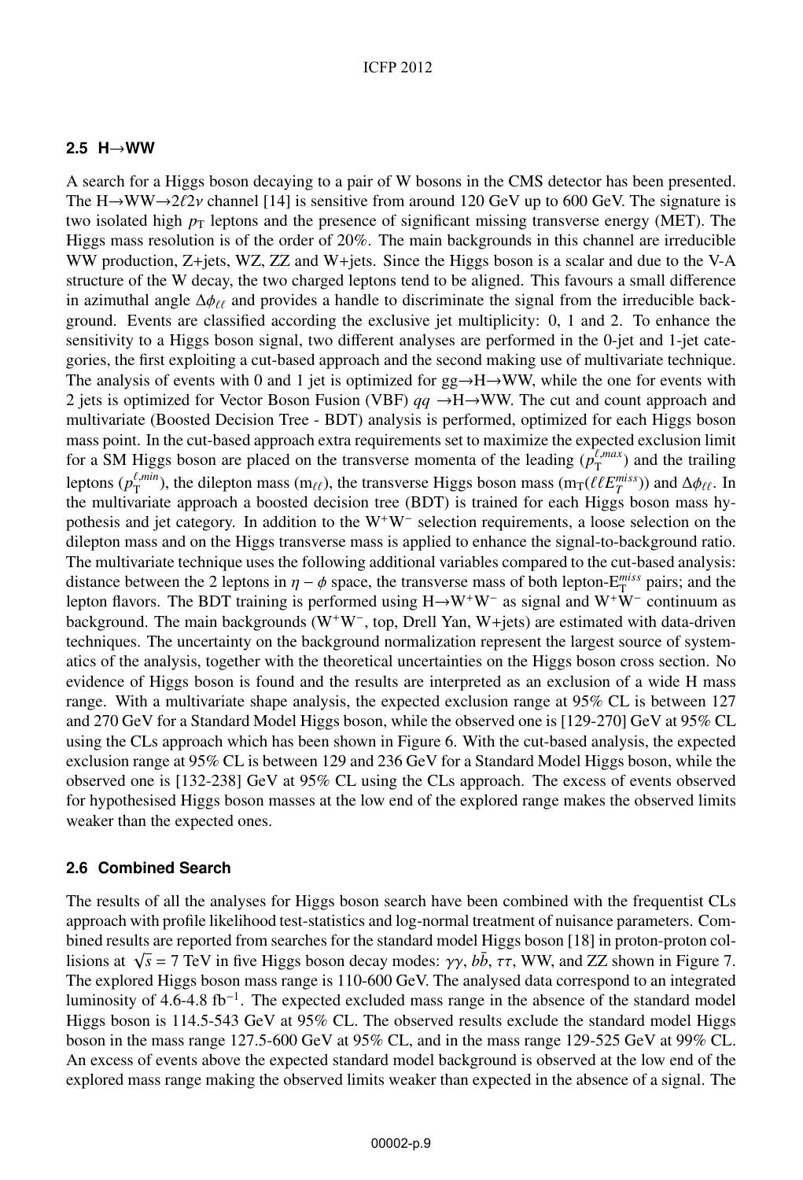### 2.5 H→WW

A search for a Higgs boson decaying to a pair of W bosons in the CMS detector has been presented. The H→WW→$2\ell 2\nu$ channel [14] is sensitive from around 120 GeV up to 600 GeV. The signature is two isolated high $p_{\mathrm{T}}$ leptons and the presence of significant missing transverse energy (MET). The Higgs mass resolution is of the order of 20%. The main backgrounds in this channel are irreducible WW production, Z+jets, WZ, ZZ and W+jets. Since the Higgs boson is a scalar and due to the V-A structure of the W decay, the two charged leptons tend to be aligned. This favours a small difference in azimuthal angle $\Delta\phi_{\ell\ell}$ and provides a handle to discriminate the signal from the irreducible background. Events are classified according the exclusive jet multiplicity: 0, 1 and 2. To enhance the sensitivity to a Higgs boson signal, two different analyses are performed in the 0-jet and 1-jet categories, the first exploiting a cut-based approach and the second making use of multivariate technique. The analysis of events with 0 and 1 jet is optimized for gg→H→WW, while the one for events with 2 jets is optimized for Vector Boson Fusion (VBF) $qq$ →H→WW. The cut and count approach and multivariate (Boosted Decision Tree - BDT) analysis is performed, optimized for each Higgs boson mass point. In the cut-based approach extra requirements set to maximize the expected exclusion limit for a SM Higgs boson are placed on the transverse momenta of the leading ($p_{\mathrm{T}}^{\ell,max}$) and the trailing leptons ($p_{\mathrm{T}}^{\ell,min}$), the dilepton mass ($m_{\ell\ell}$), the transverse Higgs boson mass ($m_{\mathrm{T}}(\ell\ell E_T^{miss})$) and $\Delta\phi_{\ell\ell}$. In the multivariate approach a boosted decision tree (BDT) is trained for each Higgs boson mass hypothesis and jet category. In addition to the $W^+W^-$ selection requirements, a loose selection on the dilepton mass and on the Higgs transverse mass is applied to enhance the signal-to-background ratio. The multivariate technique uses the following additional variables compared to the cut-based analysis: distance between the 2 leptons in $\eta - \phi$ space, the transverse mass of both lepton-$E_{\mathrm{T}}^{miss}$ pairs; and the lepton flavors. The BDT training is performed using H→$W^+W^-$ as signal and $W^+W^-$ continuum as background. The main backgrounds ($W^+W^-$, top, Drell Yan, W+jets) are estimated with data-driven techniques. The uncertainty on the background normalization represent the largest source of systematics of the analysis, together with the theoretical uncertainties on the Higgs boson cross section. No evidence of Higgs boson is found and the results are interpreted as an exclusion of a wide H mass range. With a multivariate shape analysis, the expected exclusion range at 95% CL is between 127 and 270 GeV for a Standard Model Higgs boson, while the observed one is [129-270] GeV at 95% CL using the CLs approach which has been shown in Figure 6. With the cut-based analysis, the expected exclusion range at 95% CL is between 129 and 236 GeV for a Standard Model Higgs boson, while the observed one is [132-238] GeV at 95% CL using the CLs approach. The excess of events observed for hypothesised Higgs boson masses at the low end of the explored range makes the observed limits weaker than the expected ones.

### 2.6 Combined Search

The results of all the analyses for Higgs boson search have been combined with the frequentist CLs approach with profile likelihood test-statistics and log-normal treatment of nuisance parameters. Combined results are reported from searches for the standard model Higgs boson [18] in proton-proton collisions at $\sqrt{s}$ = 7 TeV in five Higgs boson decay modes: $\gamma\gamma$, $b\bar{b}$, $\tau\tau$, WW, and ZZ shown in Figure 7. The explored Higgs boson mass range is 110-600 GeV. The analysed data correspond to an integrated luminosity of 4.6-4.8 $\mathrm{fb}^{-1}$. The expected excluded mass range in the absence of the standard model Higgs boson is 114.5-543 GeV at 95% CL. The observed results exclude the standard model Higgs boson in the mass range 127.5-600 GeV at 95% CL, and in the mass range 129-525 GeV at 99% CL. An excess of events above the expected standard model background is observed at the low end of the explored mass range making the observed limits weaker than expected in the absence of a signal. The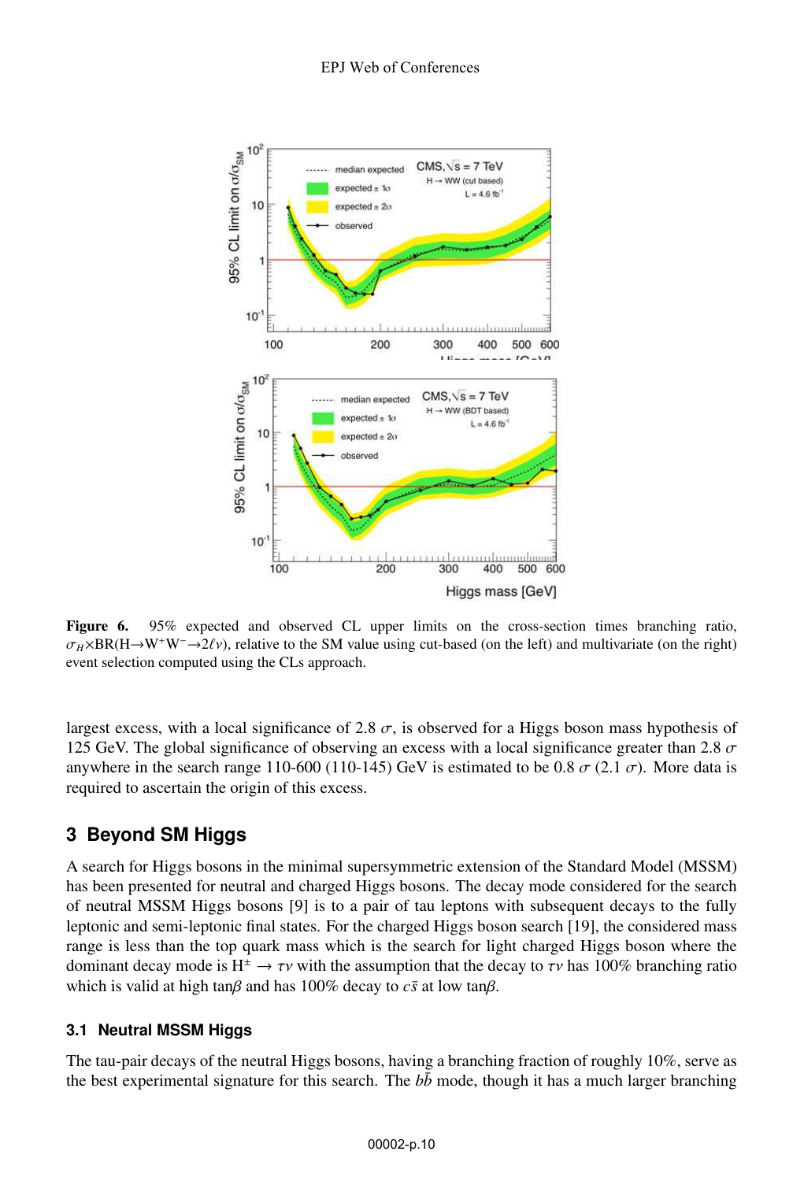**Figure 6.** 95% expected and observed CL upper limits on the cross-section times branching ratio, $\sigma_H \times$BR(H$\rightarrow$W$^+$W$^-\rightarrow 2\ell\nu$), relative to the SM value using cut-based (on the left) and multivariate (on the right) event selection computed using the CLs approach.

largest excess, with a local significance of 2.8 $\sigma$, is observed for a Higgs boson mass hypothesis of 125 GeV. The global significance of observing an excess with a local significance greater than 2.8 $\sigma$ anywhere in the search range 110-600 (110-145) GeV is estimated to be 0.8 $\sigma$ (2.1 $\sigma$). More data is required to ascertain the origin of this excess.

## 3 Beyond SM Higgs

A search for Higgs bosons in the minimal supersymmetric extension of the Standard Model (MSSM) has been presented for neutral and charged Higgs bosons. The decay mode considered for the search of neutral MSSM Higgs bosons [9] is to a pair of tau leptons with subsequent decays to the fully leptonic and semi-leptonic final states. For the charged Higgs boson search [19], the considered mass range is less than the top quark mass which is the search for light charged Higgs boson where the dominant decay mode is $H^{\pm} \rightarrow \tau\nu$ with the assumption that the decay to $\tau\nu$ has 100% branching ratio which is valid at high tan$\beta$ and has 100% decay to $c\bar{s}$ at low tan$\beta$.

### 3.1 Neutral MSSM Higgs

The tau-pair decays of the neutral Higgs bosons, having a branching fraction of roughly 10%, serve as the best experimental signature for this search. The $b\bar{b}$ mode, though it has a much larger branching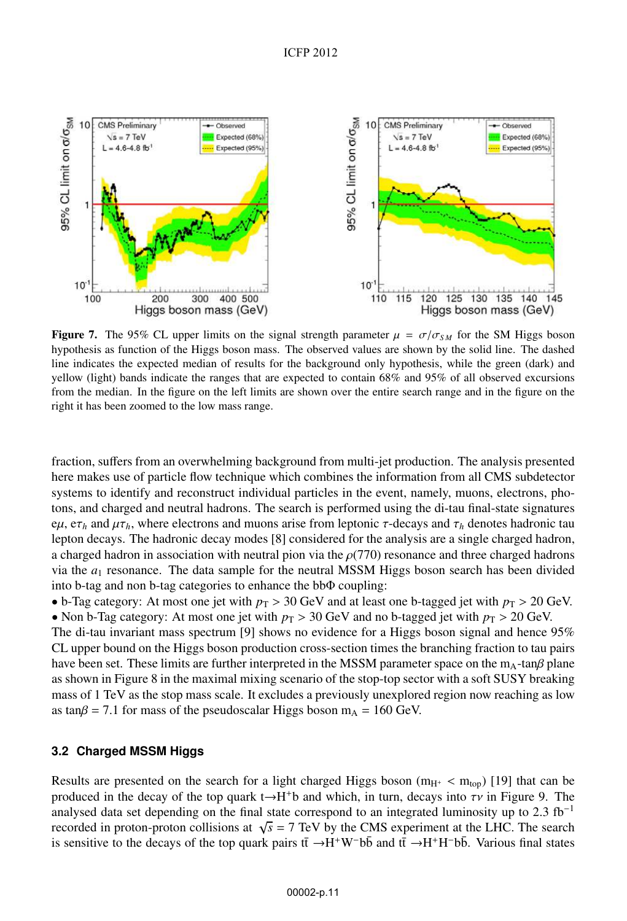**Figure 7.** The 95% CL upper limits on the signal strength parameter $\mu = \sigma/\sigma_{SM}$ for the SM Higgs boson hypothesis as function of the Higgs boson mass. The observed values are shown by the solid line. The dashed line indicates the expected median of results for the background only hypothesis, while the green (dark) and yellow (light) bands indicate the ranges that are expected to contain 68% and 95% of all observed excursions from the median. In the figure on the left limits are shown over the entire search range and in the figure on the right it has been zoomed to the low mass range.

fraction, suffers from an overwhelming background from multi-jet production. The analysis presented here makes use of particle flow technique which combines the information from all CMS subdetector systems to identify and reconstruct individual particles in the event, namely, muons, electrons, photons, and charged and neutral hadrons. The search is performed using the di-tau final-state signatures $e\mu$, $e\tau_h$ and $\mu\tau_h$, where electrons and muons arise from leptonic $\tau$-decays and $\tau_h$ denotes hadronic tau lepton decays. The hadronic decay modes [8] considered for the analysis are a single charged hadron, a charged hadron in association with neutral pion via the $\rho(770)$ resonance and three charged hadrons via the $a_1$ resonance. The data sample for the neutral MSSM Higgs boson search has been divided into b-tag and non b-tag categories to enhance the bb$\Phi$ coupling:

- b-Tag category: At most one jet with $p_T > 30$ GeV and at least one b-tagged jet with $p_T > 20$ GeV.
- Non b-Tag category: At most one jet with $p_T > 30$ GeV and no b-tagged jet with $p_T > 20$ GeV.

The di-tau invariant mass spectrum [9] shows no evidence for a Higgs boson signal and hence 95% CL upper bound on the Higgs boson production cross-section times the branching fraction to tau pairs have been set. These limits are further interpreted in the MSSM parameter space on the $m_A$-tan$\beta$ plane as shown in Figure 8 in the maximal mixing scenario of the stop-top sector with a soft SUSY breaking mass of 1 TeV as the stop mass scale. It excludes a previously unexplored region now reaching as low as tan$\beta$ = 7.1 for mass of the pseudoscalar Higgs boson $m_A$ = 160 GeV.

### 3.2 Charged MSSM Higgs

Results are presented on the search for a light charged Higgs boson ($m_{H^+} < m_{top}$) [19] that can be produced in the decay of the top quark $t \to H^+ b$ and which, in turn, decays into $\tau\nu$ in Figure 9. The analysed data set depending on the final state correspond to an integrated luminosity up to 2.3 fb$^{-1}$ recorded in proton-proton collisions at $\sqrt{s} = 7$ TeV by the CMS experiment at the LHC. The search is sensitive to the decays of the top quark pairs $t\bar{t} \to H^+ W^- b\bar{b}$ and $t\bar{t} \to H^+ H^- b\bar{b}$. Various final states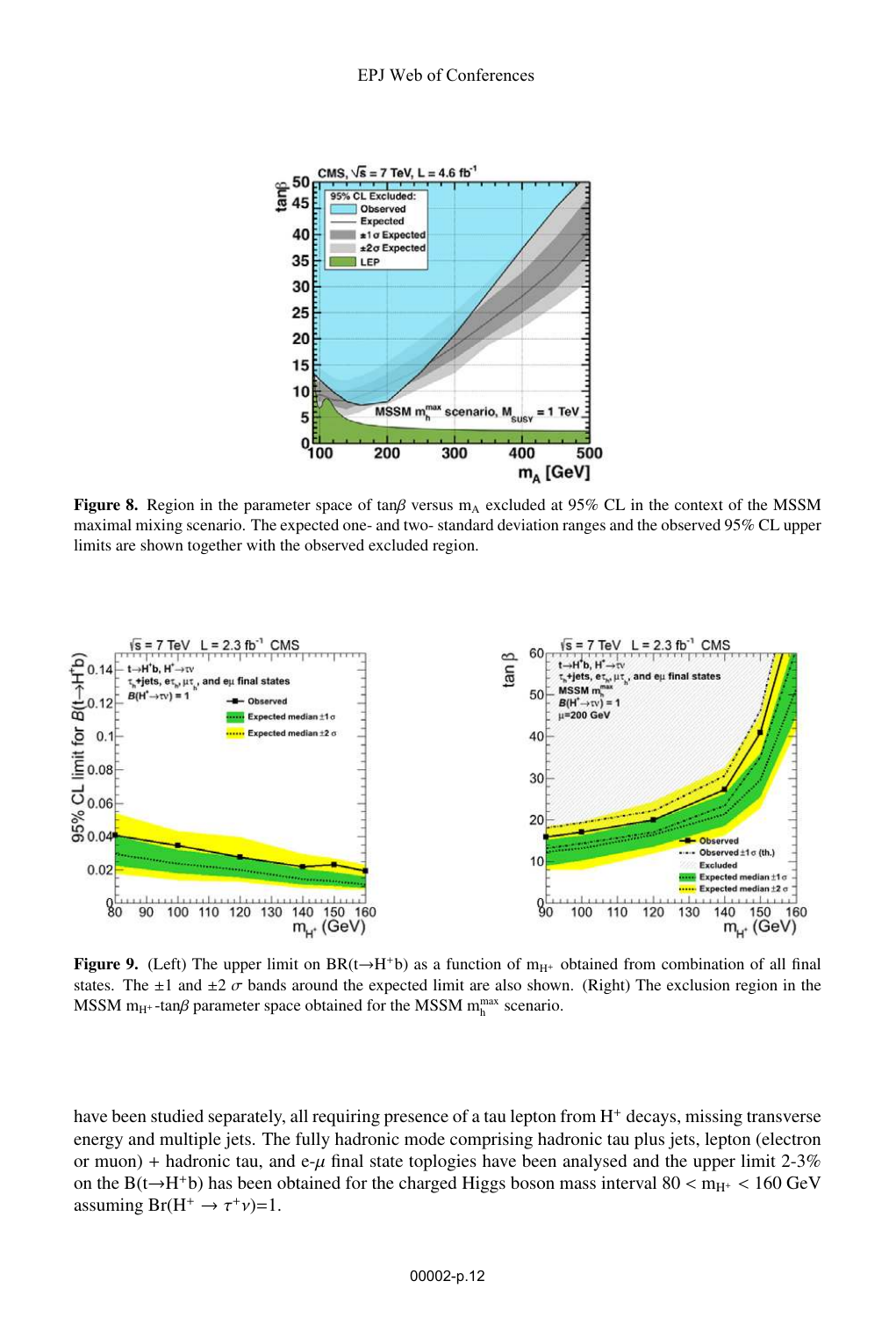**Figure 8.** Region in the parameter space of $\tan\beta$ versus $m_A$ excluded at 95% CL in the context of the MSSM maximal mixing scenario. The expected one- and two- standard deviation ranges and the observed 95% CL upper limits are shown together with the observed excluded region.

**Figure 9.** (Left) The upper limit on $BR(t \to H^+ b)$ as a function of $m_{H^+}$ obtained from combination of all final states. The $\pm 1$ and $\pm 2$ $\sigma$ bands around the expected limit are also shown. (Right) The exclusion region in the MSSM $m_{H^+}$-$\tan\beta$ parameter space obtained for the MSSM $m_h^{max}$ scenario.

have been studied separately, all requiring presence of a tau lepton from $H^+$ decays, missing transverse energy and multiple jets. The fully hadronic mode comprising hadronic tau plus jets, lepton (electron or muon) + hadronic tau, and e-$\mu$ final state toplogies have been analysed and the upper limit 2-3% on the $B(t \to H^+ b)$ has been obtained for the charged Higgs boson mass interval $80 < m_{H^+} < 160$ GeV assuming $Br(H^+ \to \tau^+ \nu)=1$.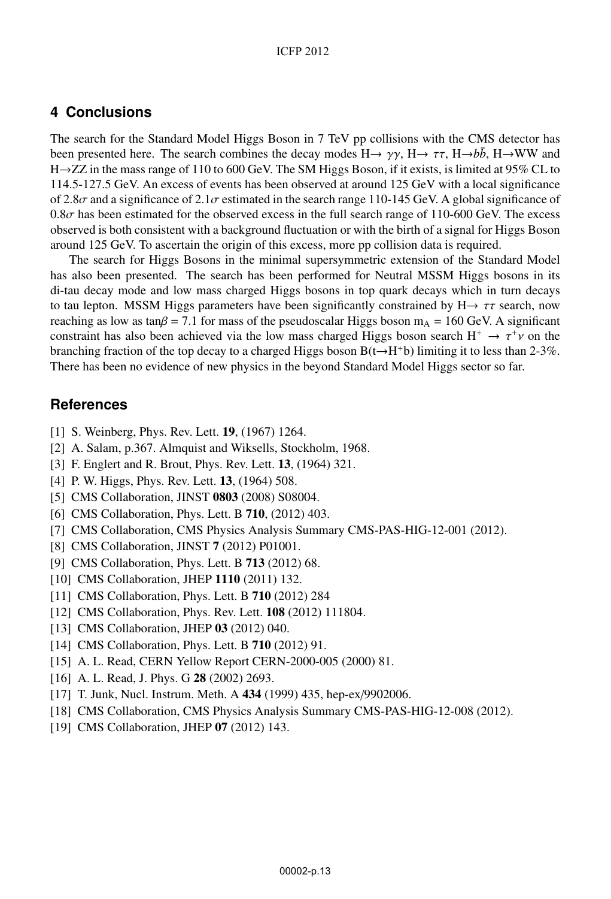## 4 Conclusions

The search for the Standard Model Higgs Boson in 7 TeV pp collisions with the CMS detector has been presented here. The search combines the decay modes H→ $\gamma\gamma$, H→ $\tau\tau$, H→$b\bar{b}$, H→WW and H→ZZ in the mass range of 110 to 600 GeV. The SM Higgs Boson, if it exists, is limited at 95% CL to 114.5-127.5 GeV. An excess of events has been observed at around 125 GeV with a local significance of 2.8$\sigma$ and a significance of 2.1$\sigma$ estimated in the search range 110-145 GeV. A global significance of 0.8$\sigma$ has been estimated for the observed excess in the full search range of 110-600 GeV. The excess observed is both consistent with a background fluctuation or with the birth of a signal for Higgs Boson around 125 GeV. To ascertain the origin of this excess, more pp collision data is required.

The search for Higgs Bosons in the minimal supersymmetric extension of the Standard Model has also been presented. The search has been performed for Neutral MSSM Higgs bosons in its di-tau decay mode and low mass charged Higgs bosons in top quark decays which in turn decays to tau lepton. MSSM Higgs parameters have been significantly constrained by H→ $\tau\tau$ search, now reaching as low as tan$\beta$ = 7.1 for mass of the pseudoscalar Higgs boson $m_A$ = 160 GeV. A significant constraint has also been achieved via the low mass charged Higgs boson search $H^+ \rightarrow \tau^+\nu$ on the branching fraction of the top decay to a charged Higgs boson B(t→$H^+$b) limiting it to less than 2-3%. There has been no evidence of new physics in the beyond Standard Model Higgs sector so far.

## References

[1] S. Weinberg, Phys. Rev. Lett. **19**, (1967) 1264.
[2] A. Salam, p.367. Almquist and Wiksells, Stockholm, 1968.
[3] F. Englert and R. Brout, Phys. Rev. Lett. **13**, (1964) 321.
[4] P. W. Higgs, Phys. Rev. Lett. **13**, (1964) 508.
[5] CMS Collaboration, JINST **0803** (2008) S08004.
[6] CMS Collaboration, Phys. Lett. B **710**, (2012) 403.
[7] CMS Collaboration, CMS Physics Analysis Summary CMS-PAS-HIG-12-001 (2012).
[8] CMS Collaboration, JINST **7** (2012) P01001.
[9] CMS Collaboration, Phys. Lett. B **713** (2012) 68.
[10] CMS Collaboration, JHEP **1110** (2011) 132.
[11] CMS Collaboration, Phys. Lett. B **710** (2012) 284
[12] CMS Collaboration, Phys. Rev. Lett. **108** (2012) 111804.
[13] CMS Collaboration, JHEP **03** (2012) 040.
[14] CMS Collaboration, Phys. Lett. B **710** (2012) 91.
[15] A. L. Read, CERN Yellow Report CERN-2000-005 (2000) 81.
[16] A. L. Read, J. Phys. G **28** (2002) 2693.
[17] T. Junk, Nucl. Instrum. Meth. A **434** (1999) 435, hep-ex/9902006.
[18] CMS Collaboration, CMS Physics Analysis Summary CMS-PAS-HIG-12-008 (2012).
[19] CMS Collaboration, JHEP **07** (2012) 143.